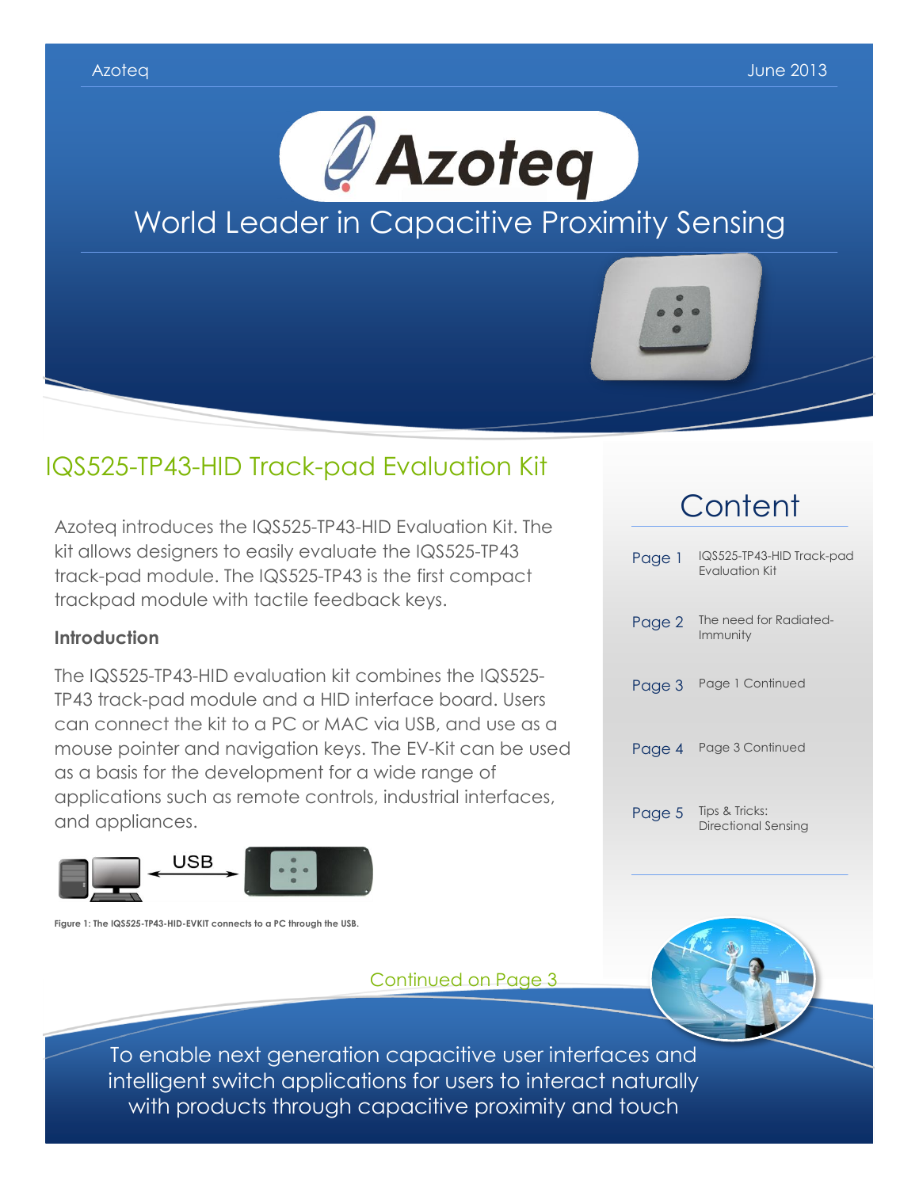# Azoteq

World Leader in Capacitive Proximity Sensing

## IQS525-TP43-HID Track-pad Evaluation Kit

Azoteq introduces the IQS525-TP43-HID Evaluation Kit. The kit allows designers to easily evaluate the IQS525-TP43 track-pad module. The IQS525-TP43 is the first compact trackpad module with tactile feedback keys.

### Introduction

The IQS525-TP43-HID evaluation kit combines the IQS525-TP43 track-pad module and a HID interface board. Users can connect the kit to a PC or MAC via USB, and use as a mouse pointer and navigation keys. The EV-Kit can be used as a basis for the development for a wide range of applications such as remote controls, industrial interfaces, and appliances.

USB

Figure 1: The IQS525-TP43-HID-EVKIT connects to a PC through the USB.

Continued on Page 3

## Content

| | |
|---|---|
| Page 1 | IQS525-TP43-HID Track-pad Evaluation Kit |
| Page 2 | The need for Radiated-Immunity |
| Page 3 | Page 1 Continued |
| Page 4 | Page 3 Continued |
| Page 5 | Tips & Tricks: Directional Sensing |

To enable next generation capacitive user interfaces and intelligent switch applications for users to interact naturally with products through capacitive proximity and touch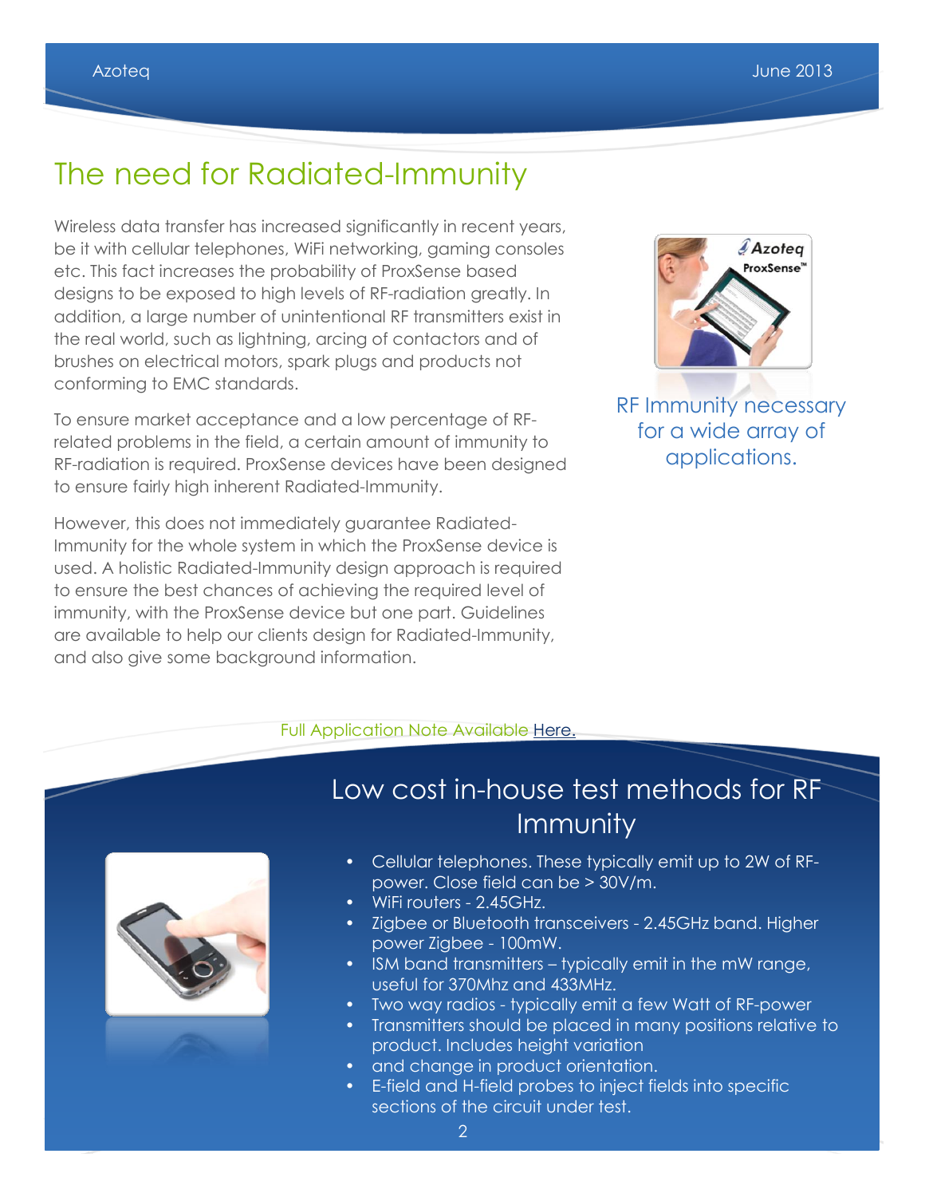# The need for Radiated-Immunity

Wireless data transfer has increased significantly in recent years, be it with cellular telephones, WiFi networking, gaming consoles etc. This fact increases the probability of ProxSense based designs to be exposed to high levels of RF-radiation greatly. In addition, a large number of unintentional RF transmitters exist in the real world, such as lightning, arcing of contactors and of brushes on electrical motors, spark plugs and products not conforming to EMC standards.

To ensure market acceptance and a low percentage of RF-related problems in the field, a certain amount of immunity to RF-radiation is required. ProxSense devices have been designed to ensure fairly high inherent Radiated-Immunity.

However, this does not immediately guarantee Radiated-Immunity for the whole system in which the ProxSense device is used. A holistic Radiated-Immunity design approach is required to ensure the best chances of achieving the required level of immunity, with the ProxSense device but one part. Guidelines are available to help our clients design for Radiated-Immunity, and also give some background information.

RF Immunity necessary for a wide array of applications.

Full Application Note Available Here.

## Low cost in-house test methods for RF Immunity

- Cellular telephones. These typically emit up to 2W of RF-power. Close field can be > 30V/m.
- WiFi routers - 2.45GHz.
- Zigbee or Bluetooth transceivers - 2.45GHz band. Higher power Zigbee - 100mW.
- ISM band transmitters – typically emit in the mW range, useful for 370Mhz and 433MHz.
- Two way radios - typically emit a few Watt of RF-power
- Transmitters should be placed in many positions relative to product. Includes height variation
- and change in product orientation.
- E-field and H-field probes to inject fields into specific sections of the circuit under test.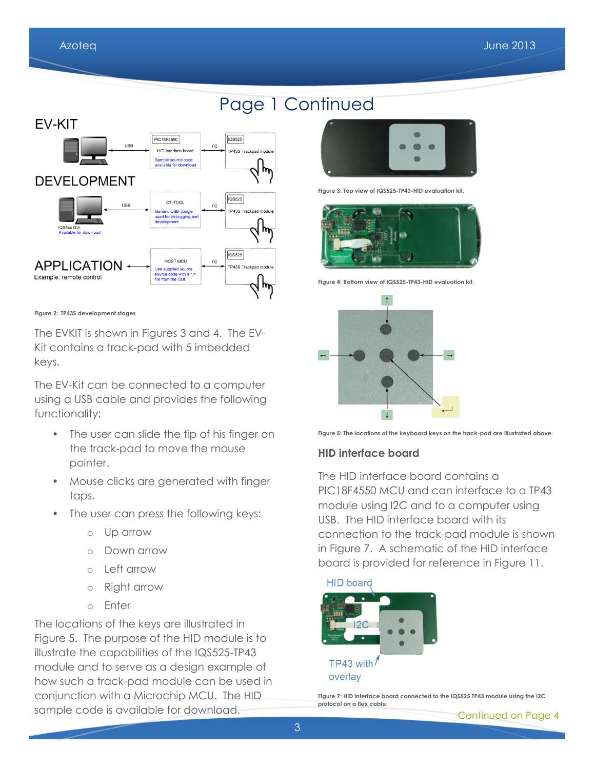# Page 1 Continued

EV-KIT

DEVELOPMENT

APPLICATION

Example: remote control

Figure 2: TP43S development stages

The EVKIT is shown in Figures 3 and 4. The EV-Kit contains a track-pad with 5 imbedded keys.

The EV-Kit can be connected to a computer using a USB cable and provides the following functionality:

- The user can slide the tip of his finger on the track-pad to move the mouse pointer.
- Mouse clicks are generated with finger taps.
- The user can press the following keys:
    - Up arrow
    - Down arrow
    - Left arrow
    - Right arrow
    - Enter

The locations of the keys are illustrated in Figure 5. The purpose of the HID module is to illustrate the capabilities of the IQS525-TP43 module and to serve as a design example of how such a track-pad module can be used in conjunction with a Microchip MCU. The HID sample code is available for download.

Figure 3: Top view of IQS525-TP43-HID evaluation kit.

Figure 4: Bottom view of IQS525-TP43-HID evaluation kit.

Figure 5: The locations of the keyboard keys on the track-pad are illustrated above.

## HID interface board

The HID interface board contains a PIC18F4550 MCU and can interface to a TP43 module using I2C and to a computer using USB. The HID interface board with its connection to the track-pad module is shown in Figure 7. A schematic of the HID interface board is provided for reference in Figure 11.

Figure 7: HID interface board connected to the IQS525 TP43 module using the I2C protocol on a flex cable.

Continued on Page 4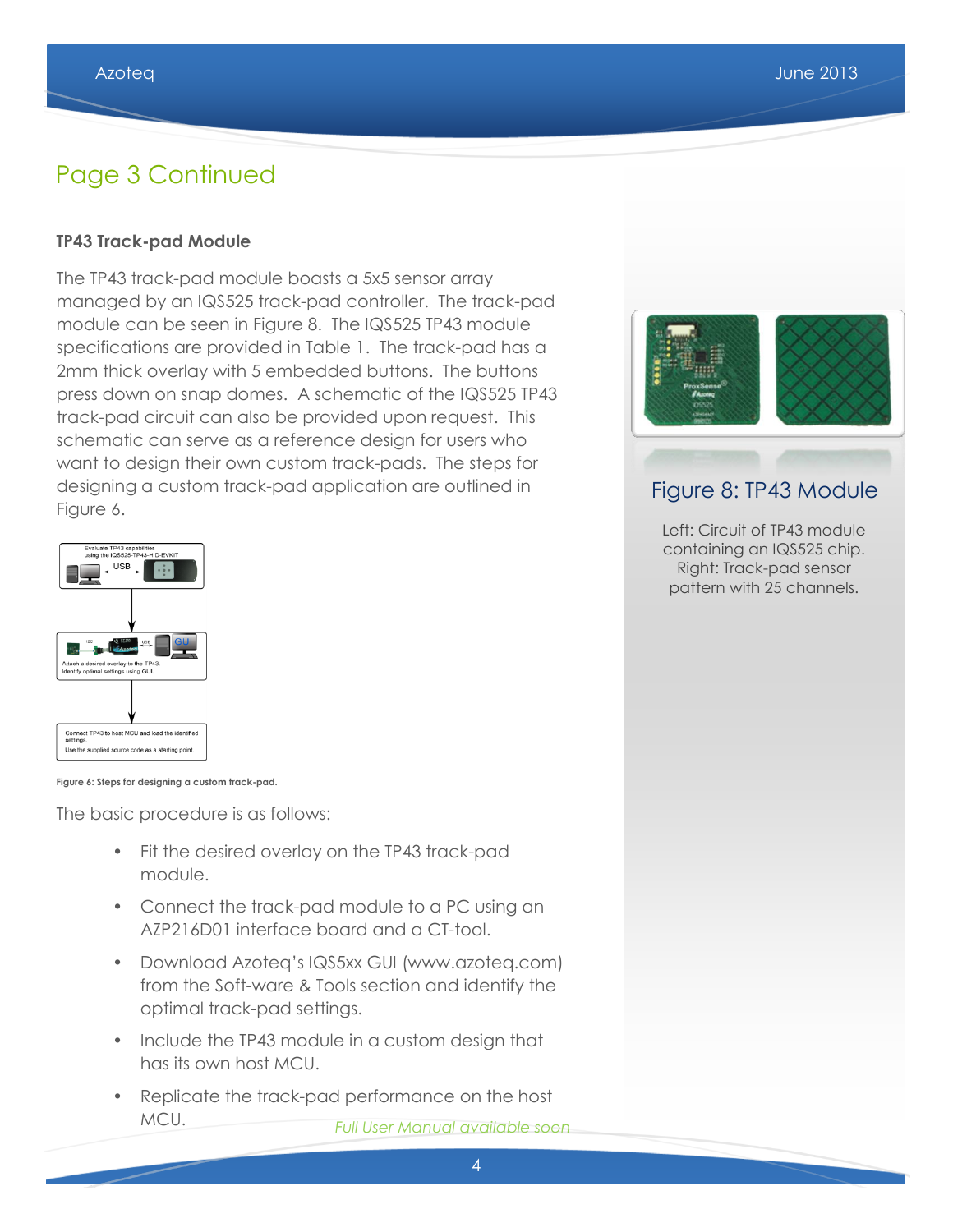# Page 3 Continued

### TP43 Track-pad Module

The TP43 track-pad module boasts a 5x5 sensor array managed by an IQS525 track-pad controller. The track-pad module can be seen in Figure 8. The IQS525 TP43 module specifications are provided in Table 1. The track-pad has a 2mm thick overlay with 5 embedded buttons. The buttons press down on snap domes. A schematic of the IQS525 TP43 track-pad circuit can also be provided upon request. This schematic can serve as a reference design for users who want to design their own custom track-pads. The steps for designing a custom track-pad application are outlined in Figure 6.

**Figure 6: Steps for designing a custom track-pad.**

The basic procedure is as follows:

- Fit the desired overlay on the TP43 track-pad module.
- Connect the track-pad module to a PC using an AZP216D01 interface board and a CT-tool.
- Download Azoteq's IQS5xx GUI (www.azoteq.com) from the Soft-ware & Tools section and identify the optimal track-pad settings.
- Include the TP43 module in a custom design that has its own host MCU.
- Replicate the track-pad performance on the host MCU.

*Full User Manual available soon*

## Figure 8: TP43 Module

Left: Circuit of TP43 module containing an IQS525 chip. Right: Track-pad sensor pattern with 25 channels.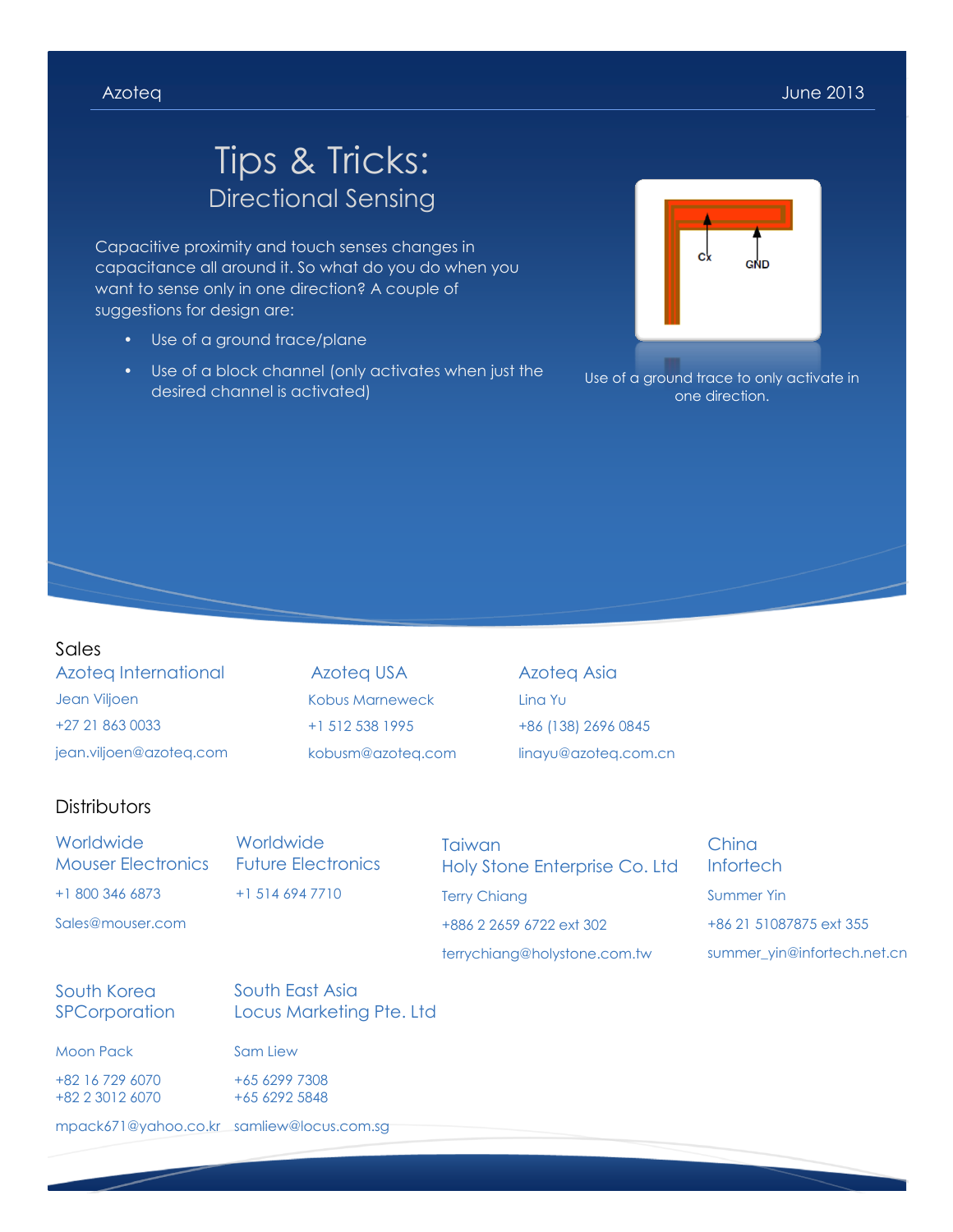Azoteq June 2013

# Tips & Tricks:

## Directional Sensing

Capacitive proximity and touch senses changes in capacitance all around it. So what do you do when you want to sense only in one direction? A couple of suggestions for design are:

- Use of a ground trace/plane
- Use of a block channel (only activates when just the desired channel is activated)

Cx GND

Use of a ground trace to only activate in one direction.

## Sales

**Azoteq International**
Jean Viljoen
+27 21 863 0033
jean.viljoen@azoteq.com

**Azoteq USA**
Kobus Marneweck
+1 512 538 1995
kobusm@azoteq.com

**Azoteq Asia**
Lina Yu
+86 (138) 2696 0845
linayu@azoteq.com.cn

## Distributors

**Worldwide**
**Mouser Electronics**
+1 800 346 6873
Sales@mouser.com

**Worldwide**
**Future Electronics**
+1 514 694 7710

**Taiwan**
**Holy Stone Enterprise Co. Ltd**
Terry Chiang
+886 2 2659 6722 ext 302
terrychiang@holystone.com.tw

**China**
**Infortech**
Summer Yin
+86 21 51087875 ext 355
summer_yin@infortech.net.cn

**South Korea**
**SPCorporation**
Moon Pack
+82 16 729 6070
+82 2 3012 6070
mpack671@yahoo.co.kr

**South East Asia**
**Locus Marketing Pte. Ltd**
Sam Liew
+65 6299 7308
+65 6292 5848
samliew@locus.com.sg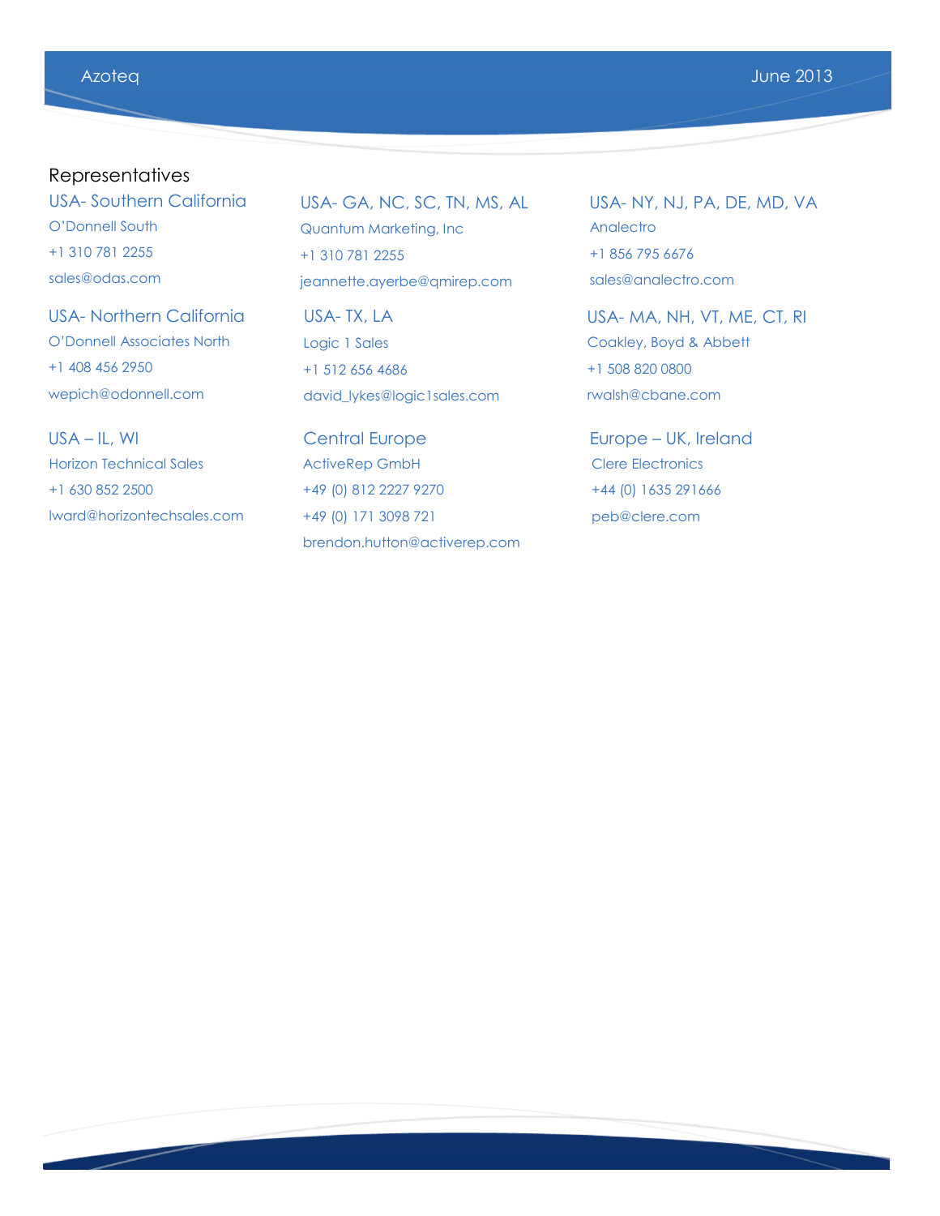## Representatives

### USA- Southern California
O'Donnell South
+1 310 781 2255
sales@odas.com

### USA- Northern California
O'Donnell Associates North
+1 408 456 2950
wepich@odonnell.com

### USA – IL, WI
Horizon Technical Sales
+1 630 852 2500
lward@horizontechsales.com

### USA- GA, NC, SC, TN, MS, AL
Quantum Marketing, Inc
+1 310 781 2255
jeannette.ayerbe@qmirep.com

### USA- TX, LA
Logic 1 Sales
+1 512 656 4686
david_lykes@logic1sales.com

### Central Europe
ActiveRep GmbH
+49 (0) 812 2227 9270
+49 (0) 171 3098 721
brendon.hutton@activerep.com

### USA- NY, NJ, PA, DE, MD, VA
Analectro
+1 856 795 6676
sales@analectro.com

### USA- MA, NH, VT, ME, CT, RI
Coakley, Boyd & Abbett
+1 508 820 0800
rwalsh@cbane.com

### Europe – UK, Ireland
Clere Electronics
+44 (0) 1635 291666
peb@clere.com